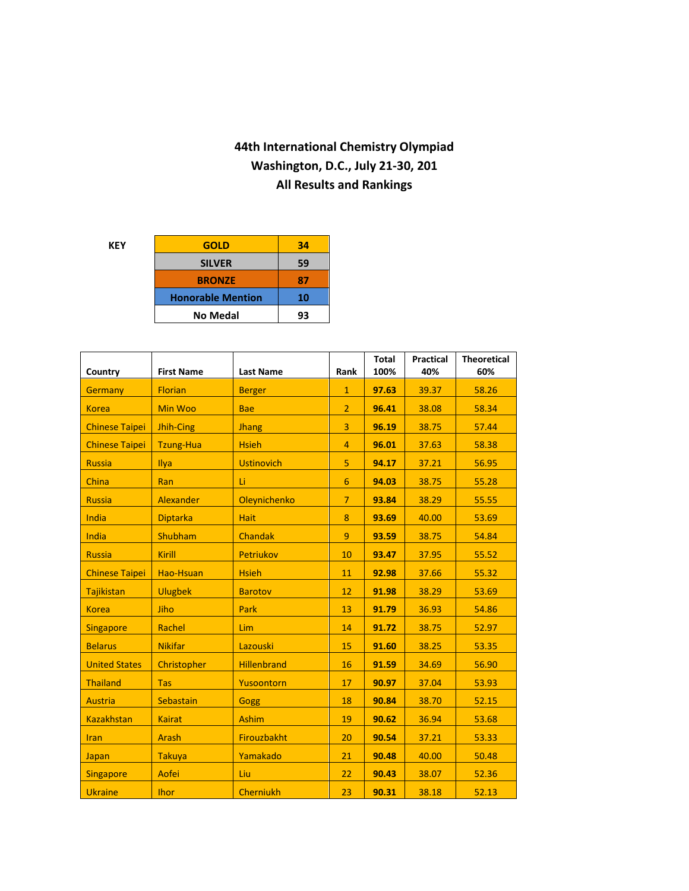# 44th International Chemistry Olympiad
## Washington, D.C., July 21-30, 201
## All Results and Rankings

**KEY**

| | |
|---|---|
| **GOLD** | **34** |
| **SILVER** | **59** |
| **BRONZE** | **87** |
| **Honorable Mention** | **10** |
| **No Medal** | **93** |

| Country | First Name | Last Name | Rank | Total 100% | Practical 40% | Theoretical 60% |
|---|---|---|---|---|---|---|
| Germany | Florian | Berger | 1 | **97.63** | 39.37 | 58.26 |
| Korea | Min Woo | Bae | 2 | **96.41** | 38.08 | 58.34 |
| Chinese Taipei | Jhih-Cing | Jhang | 3 | **96.19** | 38.75 | 57.44 |
| Chinese Taipei | Tzung-Hua | Hsieh | 4 | **96.01** | 37.63 | 58.38 |
| Russia | Ilya | Ustinovich | 5 | **94.17** | 37.21 | 56.95 |
| China | Ran | Li | 6 | **94.03** | 38.75 | 55.28 |
| Russia | Alexander | Oleynichenko | 7 | **93.84** | 38.29 | 55.55 |
| India | Diptarka | Hait | 8 | **93.69** | 40.00 | 53.69 |
| India | Shubham | Chandak | 9 | **93.59** | 38.75 | 54.84 |
| Russia | Kirill | Petriukov | 10 | **93.47** | 37.95 | 55.52 |
| Chinese Taipei | Hao-Hsuan | Hsieh | 11 | **92.98** | 37.66 | 55.32 |
| Tajikistan | Ulugbek | Barotov | 12 | **91.98** | 38.29 | 53.69 |
| Korea | Jiho | Park | 13 | **91.79** | 36.93 | 54.86 |
| Singapore | Rachel | Lim | 14 | **91.72** | 38.75 | 52.97 |
| Belarus | Nikifar | Lazouski | 15 | **91.60** | 38.25 | 53.35 |
| United States | Christopher | Hillenbrand | 16 | **91.59** | 34.69 | 56.90 |
| Thailand | Tas | Yusoontorn | 17 | **90.97** | 37.04 | 53.93 |
| Austria | Sebastain | Gogg | 18 | **90.84** | 38.70 | 52.15 |
| Kazakhstan | Kairat | Ashim | 19 | **90.62** | 36.94 | 53.68 |
| Iran | Arash | Firouzbakht | 20 | **90.54** | 37.21 | 53.33 |
| Japan | Takuya | Yamakado | 21 | **90.48** | 40.00 | 50.48 |
| Singapore | Aofei | Liu | 22 | **90.43** | 38.07 | 52.36 |
| Ukraine | Ihor | Cherniukh | 23 | **90.31** | 38.18 | 52.13 |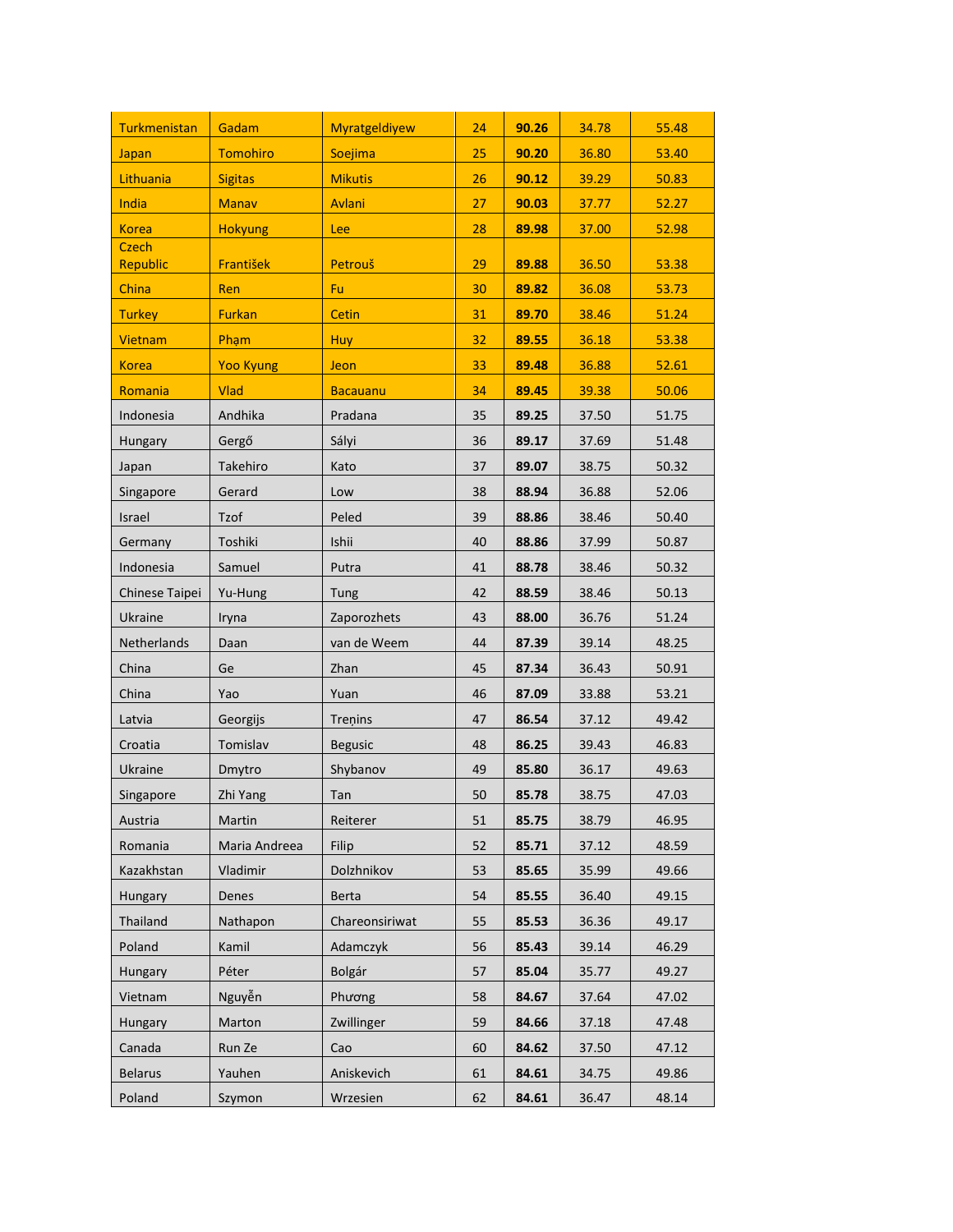| Turkmenistan | Gadam | Myratgeldiyew | 24 | **90.26** | 34.78 | 55.48 |
|---|---|---|---|---|---|---|
| Japan | Tomohiro | Soejima | 25 | **90.20** | 36.80 | 53.40 |
| Lithuania | Sigitas | Mikutis | 26 | **90.12** | 39.29 | 50.83 |
| India | Manav | Avlani | 27 | **90.03** | 37.77 | 52.27 |
| Korea | Hokyung | Lee | 28 | **89.98** | 37.00 | 52.98 |
| Czech Republic | František | Petrouš | 29 | **89.88** | 36.50 | 53.38 |
| China | Ren | Fu | 30 | **89.82** | 36.08 | 53.73 |
| Turkey | Furkan | Cetin | 31 | **89.70** | 38.46 | 51.24 |
| Vietnam | Phạm | Huy | 32 | **89.55** | 36.18 | 53.38 |
| Korea | Yoo Kyung | Jeon | 33 | **89.48** | 36.88 | 52.61 |
| Romania | Vlad | Bacauanu | 34 | **89.45** | 39.38 | 50.06 |
| Indonesia | Andhika | Pradana | 35 | **89.25** | 37.50 | 51.75 |
| Hungary | Gergő | Sályi | 36 | **89.17** | 37.69 | 51.48 |
| Japan | Takehiro | Kato | 37 | **89.07** | 38.75 | 50.32 |
| Singapore | Gerard | Low | 38 | **88.94** | 36.88 | 52.06 |
| Israel | Tzof | Peled | 39 | **88.86** | 38.46 | 50.40 |
| Germany | Toshiki | Ishii | 40 | **88.86** | 37.99 | 50.87 |
| Indonesia | Samuel | Putra | 41 | **88.78** | 38.46 | 50.32 |
| Chinese Taipei | Yu-Hung | Tung | 42 | **88.59** | 38.46 | 50.13 |
| Ukraine | Iryna | Zaporozhets | 43 | **88.00** | 36.76 | 51.24 |
| Netherlands | Daan | van de Weem | 44 | **87.39** | 39.14 | 48.25 |
| China | Ge | Zhan | 45 | **87.34** | 36.43 | 50.91 |
| China | Yao | Yuan | 46 | **87.09** | 33.88 | 53.21 |
| Latvia | Georgijs | Treņins | 47 | **86.54** | 37.12 | 49.42 |
| Croatia | Tomislav | Begusic | 48 | **86.25** | 39.43 | 46.83 |
| Ukraine | Dmytro | Shybanov | 49 | **85.80** | 36.17 | 49.63 |
| Singapore | Zhi Yang | Tan | 50 | **85.78** | 38.75 | 47.03 |
| Austria | Martin | Reiterer | 51 | **85.75** | 38.79 | 46.95 |
| Romania | Maria Andreea | Filip | 52 | **85.71** | 37.12 | 48.59 |
| Kazakhstan | Vladimir | Dolzhnikov | 53 | **85.65** | 35.99 | 49.66 |
| Hungary | Denes | Berta | 54 | **85.55** | 36.40 | 49.15 |
| Thailand | Nathapon | Chareonsiriwat | 55 | **85.53** | 36.36 | 49.17 |
| Poland | Kamil | Adamczyk | 56 | **85.43** | 39.14 | 46.29 |
| Hungary | Péter | Bolgár | 57 | **85.04** | 35.77 | 49.27 |
| Vietnam | Nguyễn | Phương | 58 | **84.67** | 37.64 | 47.02 |
| Hungary | Marton | Zwillinger | 59 | **84.66** | 37.18 | 47.48 |
| Canada | Run Ze | Cao | 60 | **84.62** | 37.50 | 47.12 |
| Belarus | Yauhen | Aniskevich | 61 | **84.61** | 34.75 | 49.86 |
| Poland | Szymon | Wrzesien | 62 | **84.61** | 36.47 | 48.14 |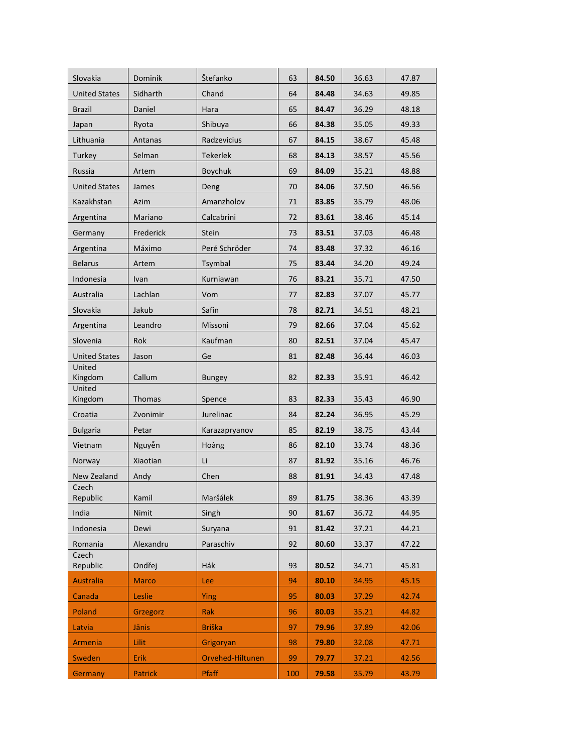| | | | | | | |
|---|---|---|---|---|---|---|
| Slovakia | Dominik | Štefanko | 63 | **84.50** | 36.63 | 47.87 |
| United States | Sidharth | Chand | 64 | **84.48** | 34.63 | 49.85 |
| Brazil | Daniel | Hara | 65 | **84.47** | 36.29 | 48.18 |
| Japan | Ryota | Shibuya | 66 | **84.38** | 35.05 | 49.33 |
| Lithuania | Antanas | Radzevicius | 67 | **84.15** | 38.67 | 45.48 |
| Turkey | Selman | Tekerlek | 68 | **84.13** | 38.57 | 45.56 |
| Russia | Artem | Boychuk | 69 | **84.09** | 35.21 | 48.88 |
| United States | James | Deng | 70 | **84.06** | 37.50 | 46.56 |
| Kazakhstan | Azim | Amanzholov | 71 | **83.85** | 35.79 | 48.06 |
| Argentina | Mariano | Calcabrini | 72 | **83.61** | 38.46 | 45.14 |
| Germany | Frederick | Stein | 73 | **83.51** | 37.03 | 46.48 |
| Argentina | Máximo | Peré Schröder | 74 | **83.48** | 37.32 | 46.16 |
| Belarus | Artem | Tsymbal | 75 | **83.44** | 34.20 | 49.24 |
| Indonesia | Ivan | Kurniawan | 76 | **83.21** | 35.71 | 47.50 |
| Australia | Lachlan | Vom | 77 | **82.83** | 37.07 | 45.77 |
| Slovakia | Jakub | Safin | 78 | **82.71** | 34.51 | 48.21 |
| Argentina | Leandro | Missoni | 79 | **82.66** | 37.04 | 45.62 |
| Slovenia | Rok | Kaufman | 80 | **82.51** | 37.04 | 45.47 |
| United States | Jason | Ge | 81 | **82.48** | 36.44 | 46.03 |
| United Kingdom | Callum | Bungey | 82 | **82.33** | 35.91 | 46.42 |
| United Kingdom | Thomas | Spence | 83 | **82.33** | 35.43 | 46.90 |
| Croatia | Zvonimir | Jurelinac | 84 | **82.24** | 36.95 | 45.29 |
| Bulgaria | Petar | Karazapryanov | 85 | **82.19** | 38.75 | 43.44 |
| Vietnam | Nguyễn | Hoàng | 86 | **82.10** | 33.74 | 48.36 |
| Norway | Xiaotian | Li | 87 | **81.92** | 35.16 | 46.76 |
| New Zealand | Andy | Chen | 88 | **81.91** | 34.43 | 47.48 |
| Czech Republic | Kamil | Maršálek | 89 | **81.75** | 38.36 | 43.39 |
| India | Nimit | Singh | 90 | **81.67** | 36.72 | 44.95 |
| Indonesia | Dewi | Suryana | 91 | **81.42** | 37.21 | 44.21 |
| Romania | Alexandru | Paraschiv | 92 | **80.60** | 33.37 | 47.22 |
| Czech Republic | Ondřej | Hák | 93 | **80.52** | 34.71 | 45.81 |
| Australia | Marco | Lee | 94 | **80.10** | 34.95 | 45.15 |
| Canada | Leslie | Ying | 95 | **80.03** | 37.29 | 42.74 |
| Poland | Grzegorz | Rak | 96 | **80.03** | 35.21 | 44.82 |
| Latvia | Jānis | Briška | 97 | **79.96** | 37.89 | 42.06 |
| Armenia | Lilit | Grigoryan | 98 | **79.80** | 32.08 | 47.71 |
| Sweden | Erik | Orvehed-Hiltunen | 99 | **79.77** | 37.21 | 42.56 |
| Germany | Patrick | Pfaff | 100 | **79.58** | 35.79 | 43.79 |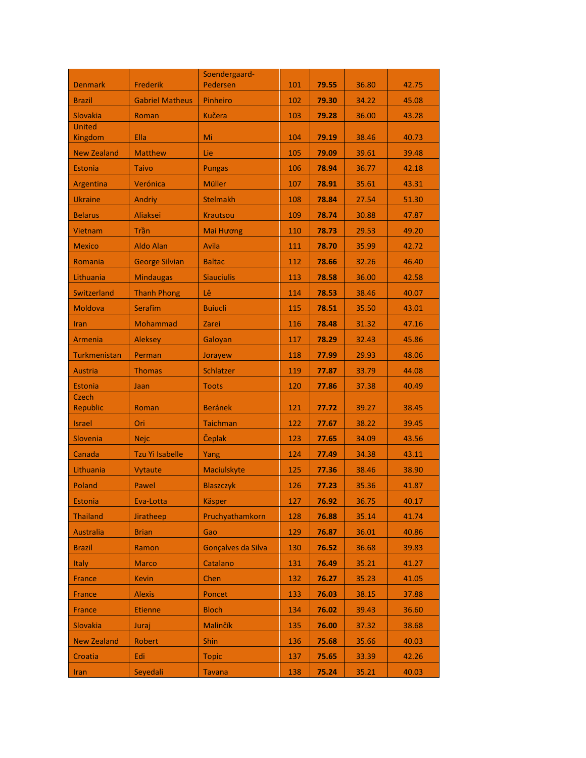| | | | | | | |
|---|---|---|---|---|---|---|
| Denmark | Frederik | Soendergaard-Pedersen | 101 | **79.55** | 36.80 | 42.75 |
| Brazil | Gabriel Matheus | Pinheiro | 102 | **79.30** | 34.22 | 45.08 |
| Slovakia | Roman | Kučera | 103 | **79.28** | 36.00 | 43.28 |
| United Kingdom | Ella | Mi | 104 | **79.19** | 38.46 | 40.73 |
| New Zealand | Matthew | Lie | 105 | **79.09** | 39.61 | 39.48 |
| Estonia | Taivo | Pungas | 106 | **78.94** | 36.77 | 42.18 |
| Argentina | Verónica | Müller | 107 | **78.91** | 35.61 | 43.31 |
| Ukraine | Andriy | Stelmakh | 108 | **78.84** | 27.54 | 51.30 |
| Belarus | Aliaksei | Krautsou | 109 | **78.74** | 30.88 | 47.87 |
| Vietnam | Trần | Mai Hương | 110 | **78.73** | 29.53 | 49.20 |
| Mexico | Aldo Alan | Avila | 111 | **78.70** | 35.99 | 42.72 |
| Romania | George Silvian | Baltac | 112 | **78.66** | 32.26 | 46.40 |
| Lithuania | Mindaugas | Siauciulis | 113 | **78.58** | 36.00 | 42.58 |
| Switzerland | Thanh Phong | Lê | 114 | **78.53** | 38.46 | 40.07 |
| Moldova | Serafim | Buiucli | 115 | **78.51** | 35.50 | 43.01 |
| Iran | Mohammad | Zarei | 116 | **78.48** | 31.32 | 47.16 |
| Armenia | Aleksey | Galoyan | 117 | **78.29** | 32.43 | 45.86 |
| Turkmenistan | Perman | Jorayew | 118 | **77.99** | 29.93 | 48.06 |
| Austria | Thomas | Schlatzer | 119 | **77.87** | 33.79 | 44.08 |
| Estonia | Jaan | Toots | 120 | **77.86** | 37.38 | 40.49 |
| Czech Republic | Roman | Beránek | 121 | **77.72** | 39.27 | 38.45 |
| Israel | Ori | Taichman | 122 | **77.67** | 38.22 | 39.45 |
| Slovenia | Nejc | Čeplak | 123 | **77.65** | 34.09 | 43.56 |
| Canada | Tzu Yi Isabelle | Yang | 124 | **77.49** | 34.38 | 43.11 |
| Lithuania | Vytaute | Maciulskyte | 125 | **77.36** | 38.46 | 38.90 |
| Poland | Pawel | Blaszczyk | 126 | **77.23** | 35.36 | 41.87 |
| Estonia | Eva-Lotta | Käsper | 127 | **76.92** | 36.75 | 40.17 |
| Thailand | Jiratheep | Pruchyathamkorn | 128 | **76.88** | 35.14 | 41.74 |
| Australia | Brian | Gao | 129 | **76.87** | 36.01 | 40.86 |
| Brazil | Ramon | Gonçalves da Silva | 130 | **76.52** | 36.68 | 39.83 |
| Italy | Marco | Catalano | 131 | **76.49** | 35.21 | 41.27 |
| France | Kevin | Chen | 132 | **76.27** | 35.23 | 41.05 |
| France | Alexis | Poncet | 133 | **76.03** | 38.15 | 37.88 |
| France | Etienne | Bloch | 134 | **76.02** | 39.43 | 36.60 |
| Slovakia | Juraj | Malinčík | 135 | **76.00** | 37.32 | 38.68 |
| New Zealand | Robert | Shin | 136 | **75.68** | 35.66 | 40.03 |
| Croatia | Edi | Topic | 137 | **75.65** | 33.39 | 42.26 |
| Iran | Seyedali | Tavana | 138 | **75.24** | 35.21 | 40.03 |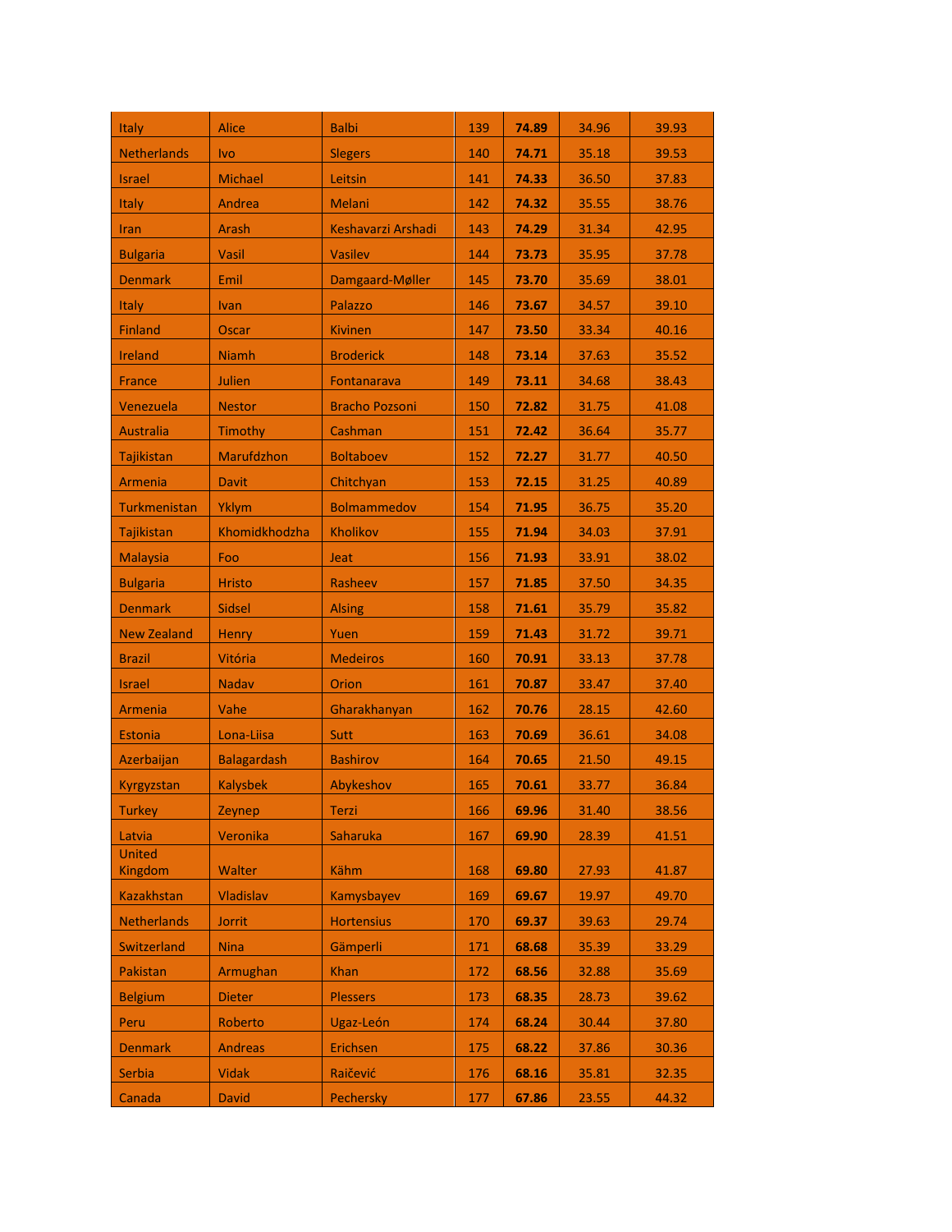|  |  |  |  |  |  |  |
|---|---|---|---|---|---|---|
| Italy | Alice | Balbi | 139 | **74.89** | 34.96 | 39.93 |
| Netherlands | Ivo | Slegers | 140 | **74.71** | 35.18 | 39.53 |
| Israel | Michael | Leitsin | 141 | **74.33** | 36.50 | 37.83 |
| Italy | Andrea | Melani | 142 | **74.32** | 35.55 | 38.76 |
| Iran | Arash | Keshavarzi Arshadi | 143 | **74.29** | 31.34 | 42.95 |
| Bulgaria | Vasil | Vasilev | 144 | **73.73** | 35.95 | 37.78 |
| Denmark | Emil | Damgaard-Møller | 145 | **73.70** | 35.69 | 38.01 |
| Italy | Ivan | Palazzo | 146 | **73.67** | 34.57 | 39.10 |
| Finland | Oscar | Kivinen | 147 | **73.50** | 33.34 | 40.16 |
| Ireland | Niamh | Broderick | 148 | **73.14** | 37.63 | 35.52 |
| France | Julien | Fontanarava | 149 | **73.11** | 34.68 | 38.43 |
| Venezuela | Nestor | Bracho Pozsoni | 150 | **72.82** | 31.75 | 41.08 |
| Australia | Timothy | Cashman | 151 | **72.42** | 36.64 | 35.77 |
| Tajikistan | Marufdzhon | Boltaboev | 152 | **72.27** | 31.77 | 40.50 |
| Armenia | Davit | Chitchyan | 153 | **72.15** | 31.25 | 40.89 |
| Turkmenistan | Yklym | Bolmammedov | 154 | **71.95** | 36.75 | 35.20 |
| Tajikistan | Khomidkhodzha | Kholikov | 155 | **71.94** | 34.03 | 37.91 |
| Malaysia | Foo | Jeat | 156 | **71.93** | 33.91 | 38.02 |
| Bulgaria | Hristo | Rasheev | 157 | **71.85** | 37.50 | 34.35 |
| Denmark | Sidsel | Alsing | 158 | **71.61** | 35.79 | 35.82 |
| New Zealand | Henry | Yuen | 159 | **71.43** | 31.72 | 39.71 |
| Brazil | Vitória | Medeiros | 160 | **70.91** | 33.13 | 37.78 |
| Israel | Nadav | Orion | 161 | **70.87** | 33.47 | 37.40 |
| Armenia | Vahe | Gharakhanyan | 162 | **70.76** | 28.15 | 42.60 |
| Estonia | Lona-Liisa | Sutt | 163 | **70.69** | 36.61 | 34.08 |
| Azerbaijan | Balagardash | Bashirov | 164 | **70.65** | 21.50 | 49.15 |
| Kyrgyzstan | Kalysbek | Abykeshov | 165 | **70.61** | 33.77 | 36.84 |
| Turkey | Zeynep | Terzi | 166 | **69.96** | 31.40 | 38.56 |
| Latvia | Veronika | Saharuka | 167 | **69.90** | 28.39 | 41.51 |
| United Kingdom | Walter | Kähm | 168 | **69.80** | 27.93 | 41.87 |
| Kazakhstan | Vladislav | Kamysbayev | 169 | **69.67** | 19.97 | 49.70 |
| Netherlands | Jorrit | Hortensius | 170 | **69.37** | 39.63 | 29.74 |
| Switzerland | Nina | Gämperli | 171 | **68.68** | 35.39 | 33.29 |
| Pakistan | Armughan | Khan | 172 | **68.56** | 32.88 | 35.69 |
| Belgium | Dieter | Plessers | 173 | **68.35** | 28.73 | 39.62 |
| Peru | Roberto | Ugaz-León | 174 | **68.24** | 30.44 | 37.80 |
| Denmark | Andreas | Erichsen | 175 | **68.22** | 37.86 | 30.36 |
| Serbia | Vidak | Raičević | 176 | **68.16** | 35.81 | 32.35 |
| Canada | David | Pechersky | 177 | **67.86** | 23.55 | 44.32 |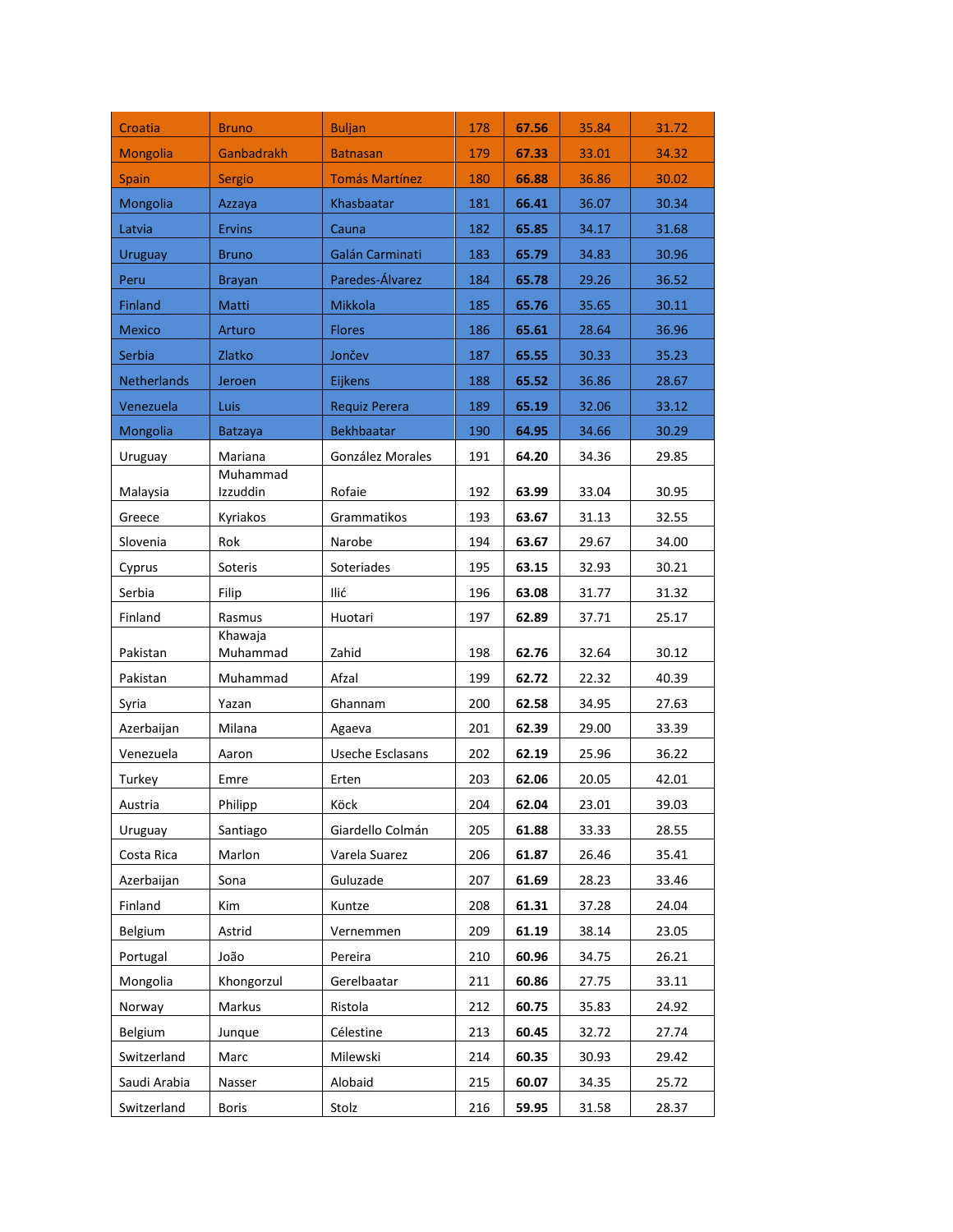| Croatia | Bruno | Buljan | 178 | **67.56** | 35.84 | 31.72 |
|---|---|---|---|---|---|---|
| Mongolia | Ganbadrakh | Batnasan | 179 | **67.33** | 33.01 | 34.32 |
| Spain | Sergio | Tomás Martínez | 180 | **66.88** | 36.86 | 30.02 |
| Mongolia | Azzaya | Khasbaatar | 181 | **66.41** | 36.07 | 30.34 |
| Latvia | Ervins | Cauna | 182 | **65.85** | 34.17 | 31.68 |
| Uruguay | Bruno | Galán Carminati | 183 | **65.79** | 34.83 | 30.96 |
| Peru | Brayan | Paredes-Álvarez | 184 | **65.78** | 29.26 | 36.52 |
| Finland | Matti | Mikkola | 185 | **65.76** | 35.65 | 30.11 |
| Mexico | Arturo | Flores | 186 | **65.61** | 28.64 | 36.96 |
| Serbia | Zlatko | Jončev | 187 | **65.55** | 30.33 | 35.23 |
| Netherlands | Jeroen | Eijkens | 188 | **65.52** | 36.86 | 28.67 |
| Venezuela | Luis | Requiz Perera | 189 | **65.19** | 32.06 | 33.12 |
| Mongolia | Batzaya | Bekhbaatar | 190 | **64.95** | 34.66 | 30.29 |
| Uruguay | Mariana | González Morales | 191 | **64.20** | 34.36 | 29.85 |
| Malaysia | Muhammad Izzuddin | Rofaie | 192 | **63.99** | 33.04 | 30.95 |
| Greece | Kyriakos | Grammatikos | 193 | **63.67** | 31.13 | 32.55 |
| Slovenia | Rok | Narobe | 194 | **63.67** | 29.67 | 34.00 |
| Cyprus | Soteris | Soteriades | 195 | **63.15** | 32.93 | 30.21 |
| Serbia | Filip | Ilić | 196 | **63.08** | 31.77 | 31.32 |
| Finland | Rasmus | Huotari | 197 | **62.89** | 37.71 | 25.17 |
| Pakistan | Khawaja Muhammad | Zahid | 198 | **62.76** | 32.64 | 30.12 |
| Pakistan | Muhammad | Afzal | 199 | **62.72** | 22.32 | 40.39 |
| Syria | Yazan | Ghannam | 200 | **62.58** | 34.95 | 27.63 |
| Azerbaijan | Milana | Agaeva | 201 | **62.39** | 29.00 | 33.39 |
| Venezuela | Aaron | Useche Esclasans | 202 | **62.19** | 25.96 | 36.22 |
| Turkey | Emre | Erten | 203 | **62.06** | 20.05 | 42.01 |
| Austria | Philipp | Köck | 204 | **62.04** | 23.01 | 39.03 |
| Uruguay | Santiago | Giardello Colmán | 205 | **61.88** | 33.33 | 28.55 |
| Costa Rica | Marlon | Varela Suarez | 206 | **61.87** | 26.46 | 35.41 |
| Azerbaijan | Sona | Guluzade | 207 | **61.69** | 28.23 | 33.46 |
| Finland | Kim | Kuntze | 208 | **61.31** | 37.28 | 24.04 |
| Belgium | Astrid | Vernemmen | 209 | **61.19** | 38.14 | 23.05 |
| Portugal | João | Pereira | 210 | **60.96** | 34.75 | 26.21 |
| Mongolia | Khongorzul | Gerelbaatar | 211 | **60.86** | 27.75 | 33.11 |
| Norway | Markus | Ristola | 212 | **60.75** | 35.83 | 24.92 |
| Belgium | Junque | Célestine | 213 | **60.45** | 32.72 | 27.74 |
| Switzerland | Marc | Milewski | 214 | **60.35** | 30.93 | 29.42 |
| Saudi Arabia | Nasser | Alobaid | 215 | **60.07** | 34.35 | 25.72 |
| Switzerland | Boris | Stolz | 216 | **59.95** | 31.58 | 28.37 |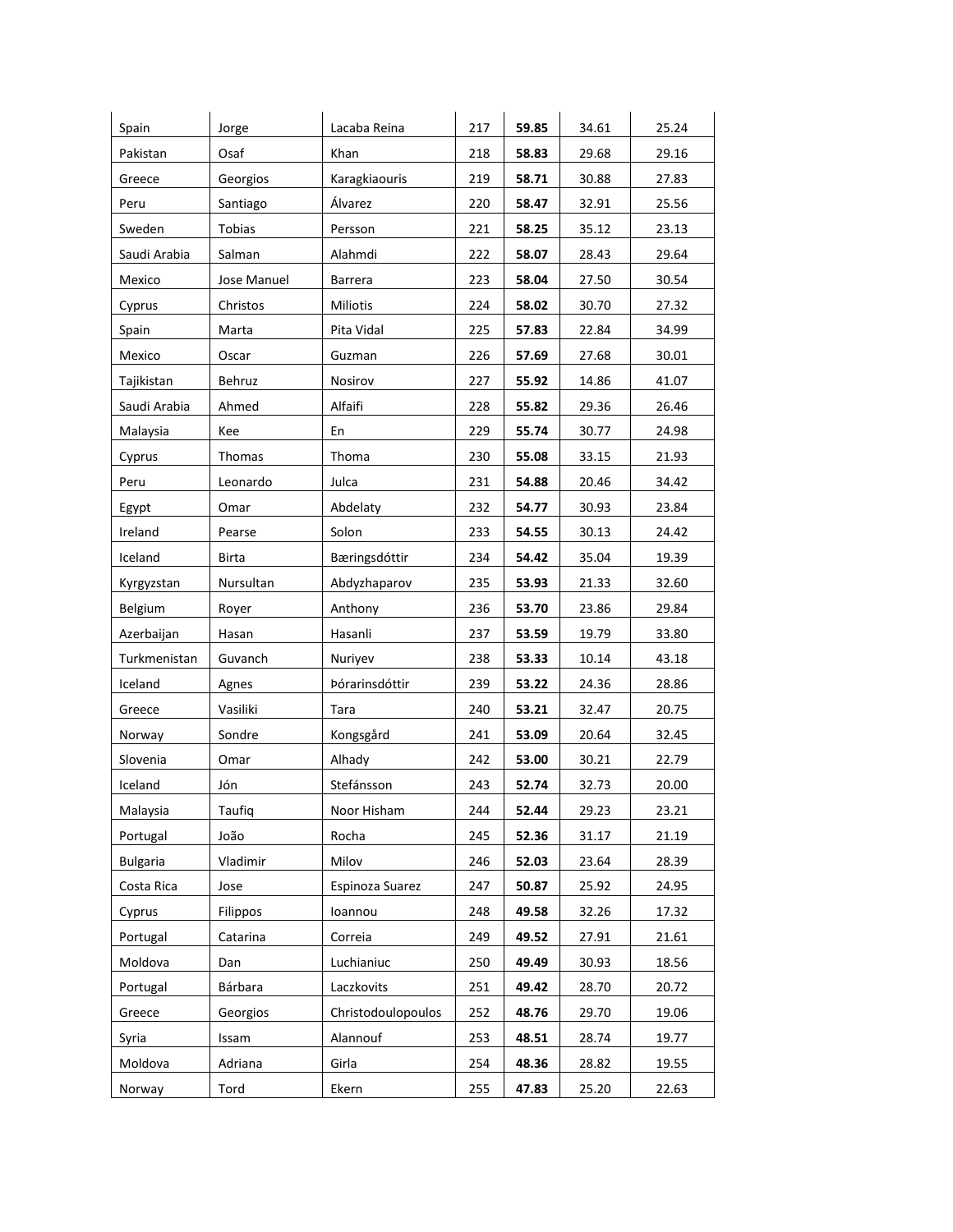| Spain | Jorge | Lacaba Reina | 217 | **59.85** | 34.61 | 25.24 |
|---|---|---|---|---|---|---|
| Pakistan | Osaf | Khan | 218 | **58.83** | 29.68 | 29.16 |
| Greece | Georgios | Karagkiaouris | 219 | **58.71** | 30.88 | 27.83 |
| Peru | Santiago | Álvarez | 220 | **58.47** | 32.91 | 25.56 |
| Sweden | Tobias | Persson | 221 | **58.25** | 35.12 | 23.13 |
| Saudi Arabia | Salman | Alahmdi | 222 | **58.07** | 28.43 | 29.64 |
| Mexico | Jose Manuel | Barrera | 223 | **58.04** | 27.50 | 30.54 |
| Cyprus | Christos | Miliotis | 224 | **58.02** | 30.70 | 27.32 |
| Spain | Marta | Pita Vidal | 225 | **57.83** | 22.84 | 34.99 |
| Mexico | Oscar | Guzman | 226 | **57.69** | 27.68 | 30.01 |
| Tajikistan | Behruz | Nosirov | 227 | **55.92** | 14.86 | 41.07 |
| Saudi Arabia | Ahmed | Alfaifi | 228 | **55.82** | 29.36 | 26.46 |
| Malaysia | Kee | En | 229 | **55.74** | 30.77 | 24.98 |
| Cyprus | Thomas | Thoma | 230 | **55.08** | 33.15 | 21.93 |
| Peru | Leonardo | Julca | 231 | **54.88** | 20.46 | 34.42 |
| Egypt | Omar | Abdelaty | 232 | **54.77** | 30.93 | 23.84 |
| Ireland | Pearse | Solon | 233 | **54.55** | 30.13 | 24.42 |
| Iceland | Birta | Bæringsdóttir | 234 | **54.42** | 35.04 | 19.39 |
| Kyrgyzstan | Nursultan | Abdyzhaparov | 235 | **53.93** | 21.33 | 32.60 |
| Belgium | Royer | Anthony | 236 | **53.70** | 23.86 | 29.84 |
| Azerbaijan | Hasan | Hasanli | 237 | **53.59** | 19.79 | 33.80 |
| Turkmenistan | Guvanch | Nuriyev | 238 | **53.33** | 10.14 | 43.18 |
| Iceland | Agnes | Þórarinsdóttir | 239 | **53.22** | 24.36 | 28.86 |
| Greece | Vasiliki | Tara | 240 | **53.21** | 32.47 | 20.75 |
| Norway | Sondre | Kongsgård | 241 | **53.09** | 20.64 | 32.45 |
| Slovenia | Omar | Alhady | 242 | **53.00** | 30.21 | 22.79 |
| Iceland | Jón | Stefánsson | 243 | **52.74** | 32.73 | 20.00 |
| Malaysia | Taufiq | Noor Hisham | 244 | **52.44** | 29.23 | 23.21 |
| Portugal | João | Rocha | 245 | **52.36** | 31.17 | 21.19 |
| Bulgaria | Vladimir | Milov | 246 | **52.03** | 23.64 | 28.39 |
| Costa Rica | Jose | Espinoza Suarez | 247 | **50.87** | 25.92 | 24.95 |
| Cyprus | Filippos | Ioannou | 248 | **49.58** | 32.26 | 17.32 |
| Portugal | Catarina | Correia | 249 | **49.52** | 27.91 | 21.61 |
| Moldova | Dan | Luchianiuc | 250 | **49.49** | 30.93 | 18.56 |
| Portugal | Bárbara | Laczkovits | 251 | **49.42** | 28.70 | 20.72 |
| Greece | Georgios | Christodoulopoulos | 252 | **48.76** | 29.70 | 19.06 |
| Syria | Issam | Alannouf | 253 | **48.51** | 28.74 | 19.77 |
| Moldova | Adriana | Girla | 254 | **48.36** | 28.82 | 19.55 |
| Norway | Tord | Ekern | 255 | **47.83** | 25.20 | 22.63 |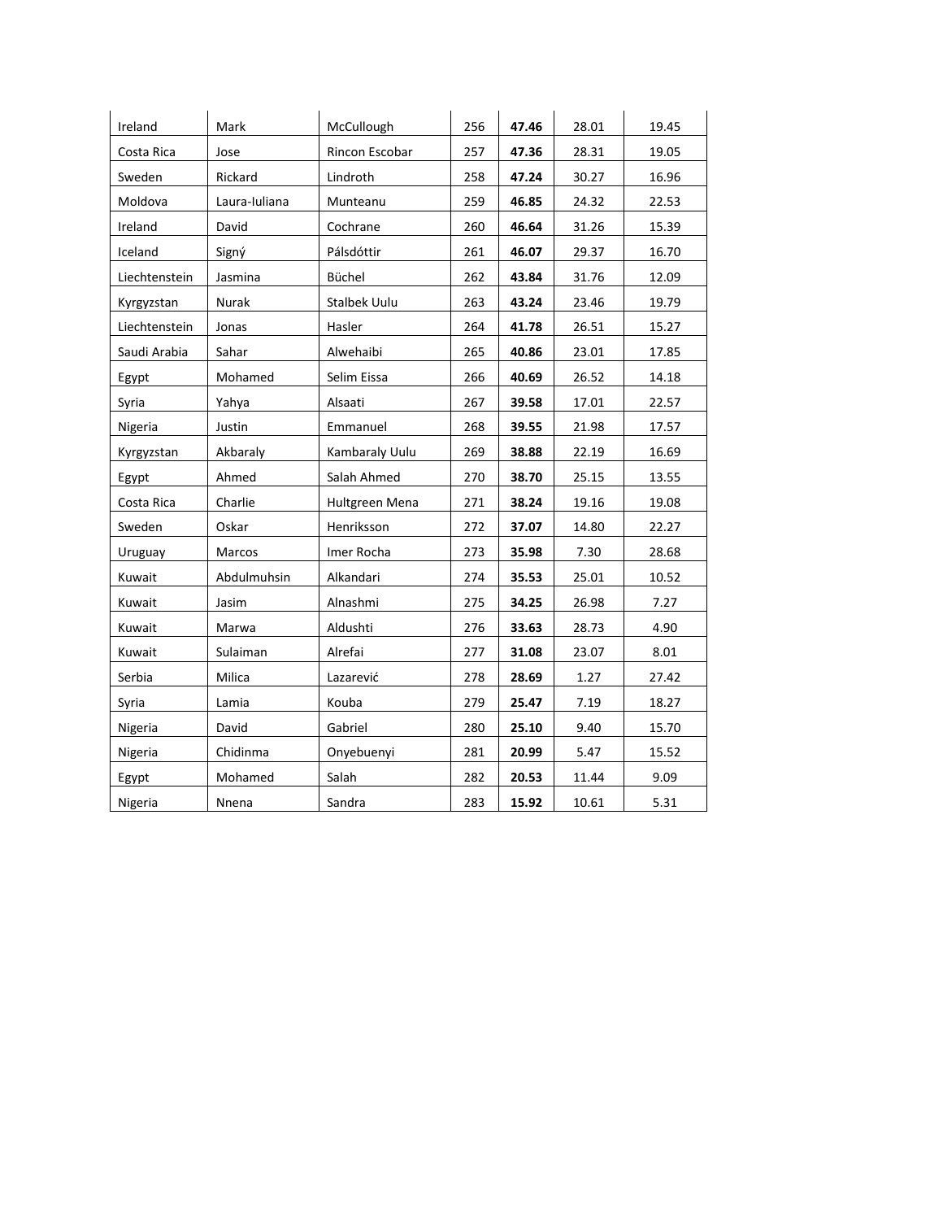| | | | | | | |
|---|---|---|---|---|---|---|
| Ireland | Mark | McCullough | 256 | **47.46** | 28.01 | 19.45 |
| Costa Rica | Jose | Rincon Escobar | 257 | **47.36** | 28.31 | 19.05 |
| Sweden | Rickard | Lindroth | 258 | **47.24** | 30.27 | 16.96 |
| Moldova | Laura-Iuliana | Munteanu | 259 | **46.85** | 24.32 | 22.53 |
| Ireland | David | Cochrane | 260 | **46.64** | 31.26 | 15.39 |
| Iceland | Signý | Pálsdóttir | 261 | **46.07** | 29.37 | 16.70 |
| Liechtenstein | Jasmina | Büchel | 262 | **43.84** | 31.76 | 12.09 |
| Kyrgyzstan | Nurak | Stalbek Uulu | 263 | **43.24** | 23.46 | 19.79 |
| Liechtenstein | Jonas | Hasler | 264 | **41.78** | 26.51 | 15.27 |
| Saudi Arabia | Sahar | Alwehaibi | 265 | **40.86** | 23.01 | 17.85 |
| Egypt | Mohamed | Selim Eissa | 266 | **40.69** | 26.52 | 14.18 |
| Syria | Yahya | Alsaati | 267 | **39.58** | 17.01 | 22.57 |
| Nigeria | Justin | Emmanuel | 268 | **39.55** | 21.98 | 17.57 |
| Kyrgyzstan | Akbaraly | Kambaraly Uulu | 269 | **38.88** | 22.19 | 16.69 |
| Egypt | Ahmed | Salah Ahmed | 270 | **38.70** | 25.15 | 13.55 |
| Costa Rica | Charlie | Hultgreen Mena | 271 | **38.24** | 19.16 | 19.08 |
| Sweden | Oskar | Henriksson | 272 | **37.07** | 14.80 | 22.27 |
| Uruguay | Marcos | Imer Rocha | 273 | **35.98** | 7.30 | 28.68 |
| Kuwait | Abdulmuhsin | Alkandari | 274 | **35.53** | 25.01 | 10.52 |
| Kuwait | Jasim | Alnashmi | 275 | **34.25** | 26.98 | 7.27 |
| Kuwait | Marwa | Aldushti | 276 | **33.63** | 28.73 | 4.90 |
| Kuwait | Sulaiman | Alrefai | 277 | **31.08** | 23.07 | 8.01 |
| Serbia | Milica | Lazarević | 278 | **28.69** | 1.27 | 27.42 |
| Syria | Lamia | Kouba | 279 | **25.47** | 7.19 | 18.27 |
| Nigeria | David | Gabriel | 280 | **25.10** | 9.40 | 15.70 |
| Nigeria | Chidinma | Onyebuenyi | 281 | **20.99** | 5.47 | 15.52 |
| Egypt | Mohamed | Salah | 282 | **20.53** | 11.44 | 9.09 |
| Nigeria | Nnena | Sandra | 283 | **15.92** | 10.61 | 5.31 |